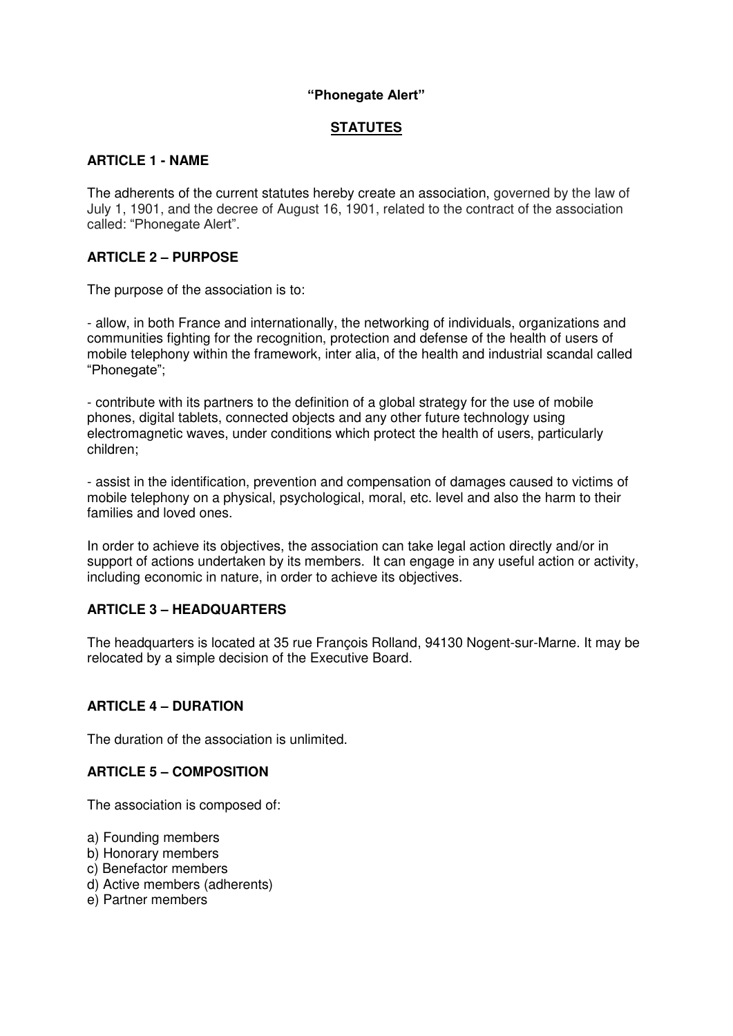**"Phonegate Alert"**

# STATUTES

## ARTICLE 1 - NAME

The adherents of the current statutes hereby create an association, governed by the law of July 1, 1901, and the decree of August 16, 1901, related to the contract of the association called: "Phonegate Alert".

## ARTICLE 2 – PURPOSE

The purpose of the association is to:

- allow, in both France and internationally, the networking of individuals, organizations and communities fighting for the recognition, protection and defense of the health of users of mobile telephony within the framework, inter alia, of the health and industrial scandal called "Phonegate";

- contribute with its partners to the definition of a global strategy for the use of mobile phones, digital tablets, connected objects and any other future technology using electromagnetic waves, under conditions which protect the health of users, particularly children;

- assist in the identification, prevention and compensation of damages caused to victims of mobile telephony on a physical, psychological, moral, etc. level and also the harm to their families and loved ones.

In order to achieve its objectives, the association can take legal action directly and/or in support of actions undertaken by its members. It can engage in any useful action or activity, including economic in nature, in order to achieve its objectives.

## ARTICLE 3 – HEADQUARTERS

The headquarters is located at 35 rue François Rolland, 94130 Nogent-sur-Marne. It may be relocated by a simple decision of the Executive Board.

## ARTICLE 4 – DURATION

The duration of the association is unlimited.

## ARTICLE 5 – COMPOSITION

The association is composed of:

a) Founding members
b) Honorary members
c) Benefactor members
d) Active members (adherents)
e) Partner members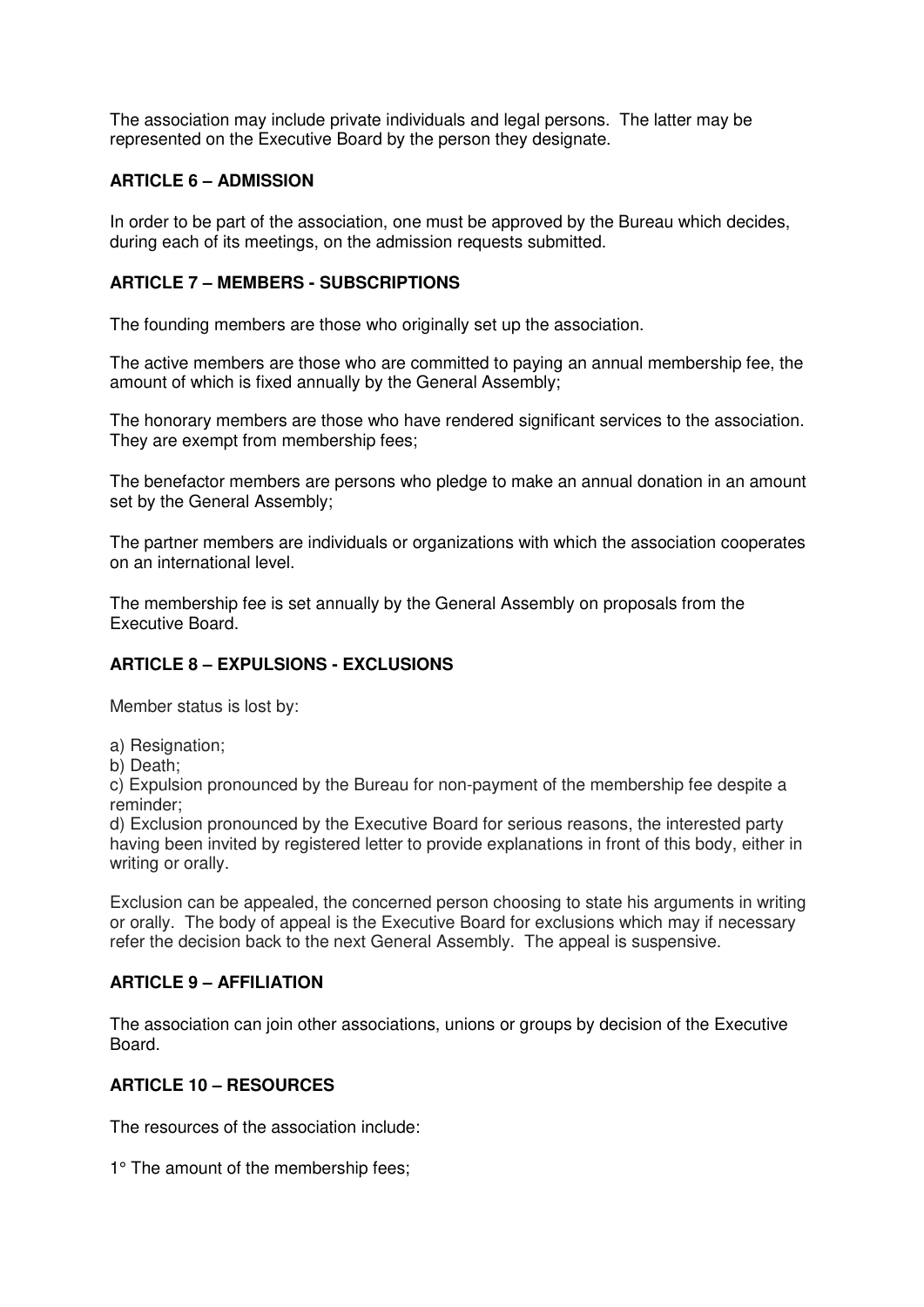The association may include private individuals and legal persons. The latter may be represented on the Executive Board by the person they designate.

## ARTICLE 6 – ADMISSION

In order to be part of the association, one must be approved by the Bureau which decides, during each of its meetings, on the admission requests submitted.

## ARTICLE 7 – MEMBERS - SUBSCRIPTIONS

The founding members are those who originally set up the association.

The active members are those who are committed to paying an annual membership fee, the amount of which is fixed annually by the General Assembly;

The honorary members are those who have rendered significant services to the association. They are exempt from membership fees;

The benefactor members are persons who pledge to make an annual donation in an amount set by the General Assembly;

The partner members are individuals or organizations with which the association cooperates on an international level.

The membership fee is set annually by the General Assembly on proposals from the Executive Board.

## ARTICLE 8 – EXPULSIONS - EXCLUSIONS

Member status is lost by:

a) Resignation;
b) Death;
c) Expulsion pronounced by the Bureau for non-payment of the membership fee despite a reminder;
d) Exclusion pronounced by the Executive Board for serious reasons, the interested party having been invited by registered letter to provide explanations in front of this body, either in writing or orally.

Exclusion can be appealed, the concerned person choosing to state his arguments in writing or orally. The body of appeal is the Executive Board for exclusions which may if necessary refer the decision back to the next General Assembly. The appeal is suspensive.

## ARTICLE 9 – AFFILIATION

The association can join other associations, unions or groups by decision of the Executive Board.

## ARTICLE 10 – RESOURCES

The resources of the association include:

1° The amount of the membership fees;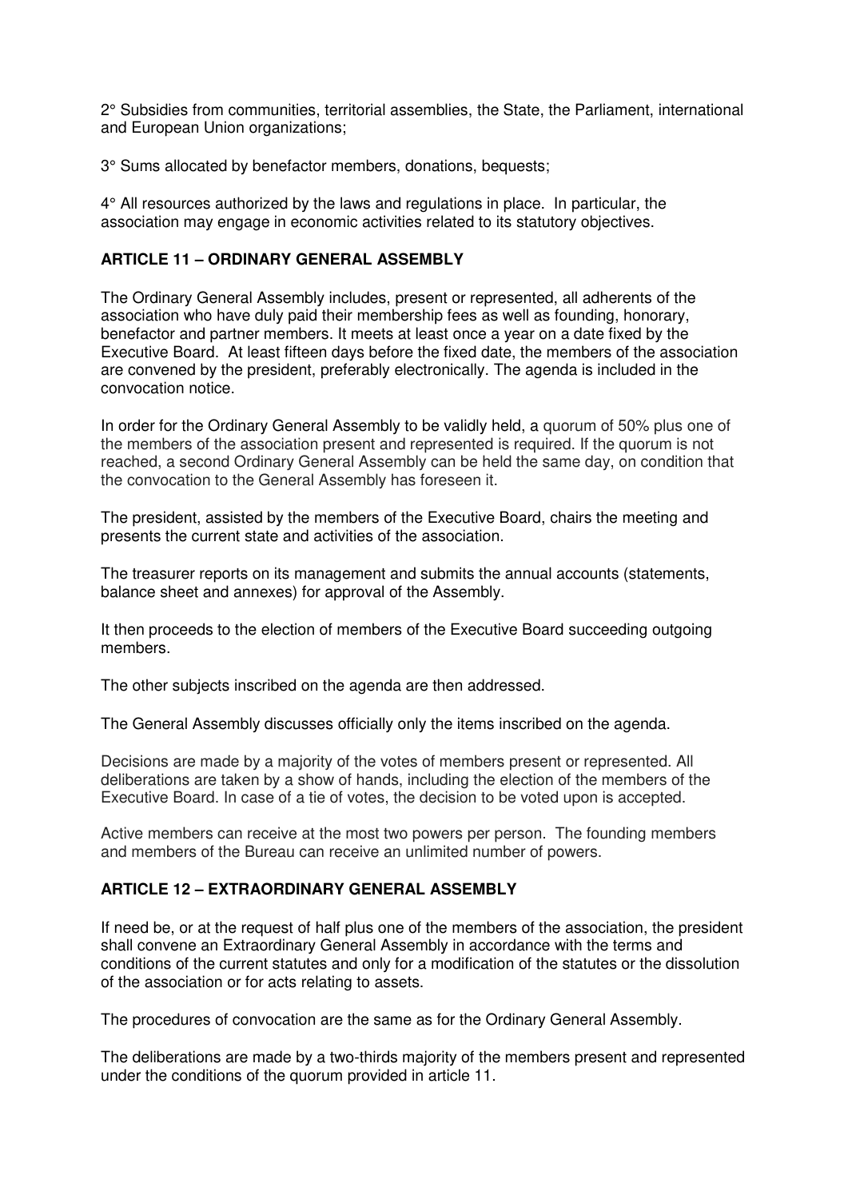2° Subsidies from communities, territorial assemblies, the State, the Parliament, international and European Union organizations;

3° Sums allocated by benefactor members, donations, bequests;

4° All resources authorized by the laws and regulations in place. In particular, the association may engage in economic activities related to its statutory objectives.

**ARTICLE 11 – ORDINARY GENERAL ASSEMBLY**

The Ordinary General Assembly includes, present or represented, all adherents of the association who have duly paid their membership fees as well as founding, honorary, benefactor and partner members. It meets at least once a year on a date fixed by the Executive Board. At least fifteen days before the fixed date, the members of the association are convened by the president, preferably electronically. The agenda is included in the convocation notice.

In order for the Ordinary General Assembly to be validly held, a quorum of 50% plus one of the members of the association present and represented is required. If the quorum is not reached, a second Ordinary General Assembly can be held the same day, on condition that the convocation to the General Assembly has foreseen it.

The president, assisted by the members of the Executive Board, chairs the meeting and presents the current state and activities of the association.

The treasurer reports on its management and submits the annual accounts (statements, balance sheet and annexes) for approval of the Assembly.

It then proceeds to the election of members of the Executive Board succeeding outgoing members.

The other subjects inscribed on the agenda are then addressed.

The General Assembly discusses officially only the items inscribed on the agenda.

Decisions are made by a majority of the votes of members present or represented. All deliberations are taken by a show of hands, including the election of the members of the Executive Board. In case of a tie of votes, the decision to be voted upon is accepted.

Active members can receive at the most two powers per person. The founding members and members of the Bureau can receive an unlimited number of powers.

**ARTICLE 12 – EXTRAORDINARY GENERAL ASSEMBLY**

If need be, or at the request of half plus one of the members of the association, the president shall convene an Extraordinary General Assembly in accordance with the terms and conditions of the current statutes and only for a modification of the statutes or the dissolution of the association or for acts relating to assets.

The procedures of convocation are the same as for the Ordinary General Assembly.

The deliberations are made by a two-thirds majority of the members present and represented under the conditions of the quorum provided in article 11.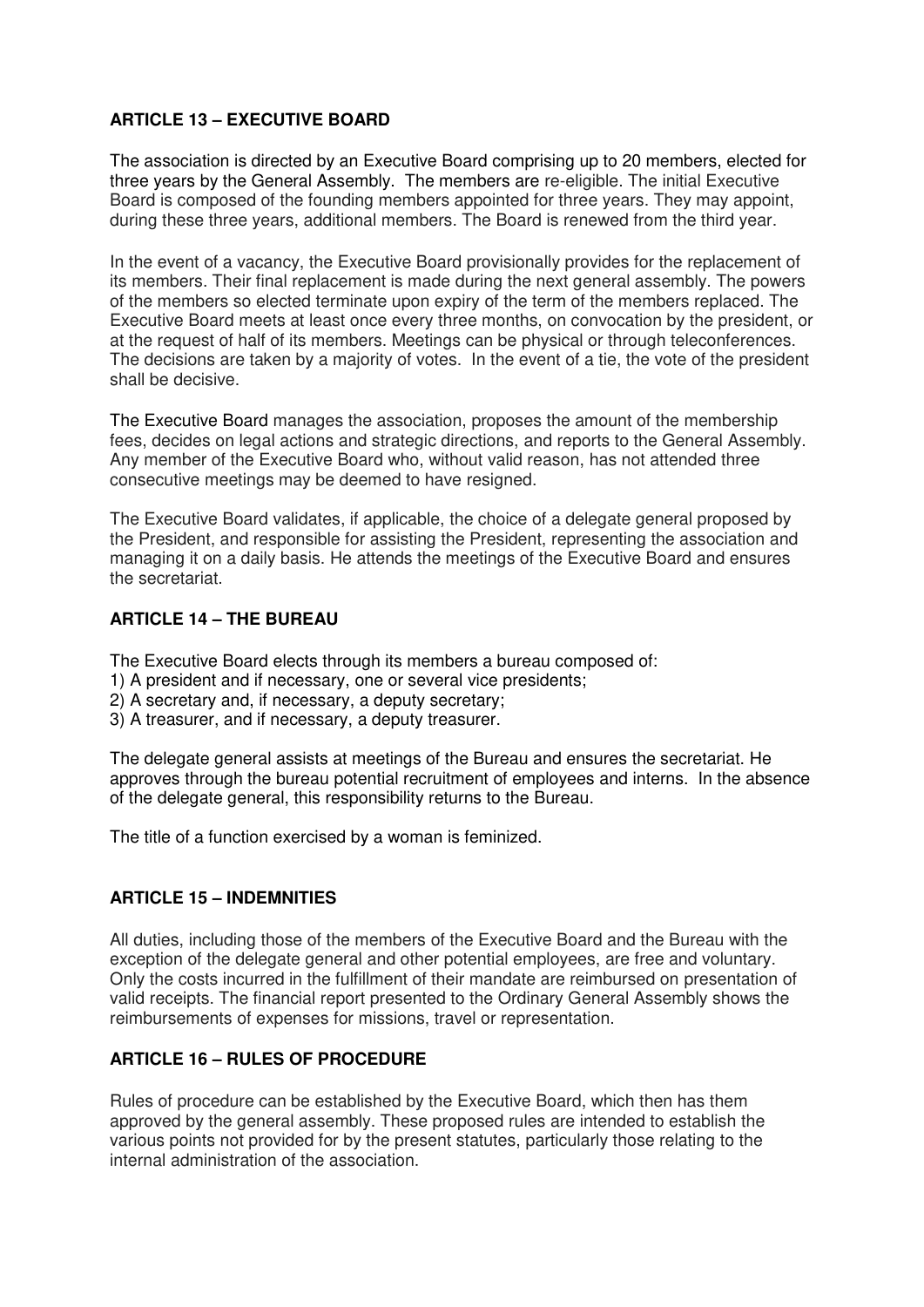**ARTICLE 13 – EXECUTIVE BOARD**

The association is directed by an Executive Board comprising up to 20 members, elected for three years by the General Assembly. The members are re-eligible. The initial Executive Board is composed of the founding members appointed for three years. They may appoint, during these three years, additional members. The Board is renewed from the third year.

In the event of a vacancy, the Executive Board provisionally provides for the replacement of its members. Their final replacement is made during the next general assembly. The powers of the members so elected terminate upon expiry of the term of the members replaced. The Executive Board meets at least once every three months, on convocation by the president, or at the request of half of its members. Meetings can be physical or through teleconferences. The decisions are taken by a majority of votes. In the event of a tie, the vote of the president shall be decisive.

The Executive Board manages the association, proposes the amount of the membership fees, decides on legal actions and strategic directions, and reports to the General Assembly. Any member of the Executive Board who, without valid reason, has not attended three consecutive meetings may be deemed to have resigned.

The Executive Board validates, if applicable, the choice of a delegate general proposed by the President, and responsible for assisting the President, representing the association and managing it on a daily basis. He attends the meetings of the Executive Board and ensures the secretariat.

**ARTICLE 14 – THE BUREAU**

The Executive Board elects through its members a bureau composed of:
1) A president and if necessary, one or several vice presidents;
2) A secretary and, if necessary, a deputy secretary;
3) A treasurer, and if necessary, a deputy treasurer.

The delegate general assists at meetings of the Bureau and ensures the secretariat. He approves through the bureau potential recruitment of employees and interns. In the absence of the delegate general, this responsibility returns to the Bureau.

The title of a function exercised by a woman is feminized.

**ARTICLE 15 – INDEMNITIES**

All duties, including those of the members of the Executive Board and the Bureau with the exception of the delegate general and other potential employees, are free and voluntary. Only the costs incurred in the fulfillment of their mandate are reimbursed on presentation of valid receipts. The financial report presented to the Ordinary General Assembly shows the reimbursements of expenses for missions, travel or representation.

**ARTICLE 16 – RULES OF PROCEDURE**

Rules of procedure can be established by the Executive Board, which then has them approved by the general assembly. These proposed rules are intended to establish the various points not provided for by the present statutes, particularly those relating to the internal administration of the association.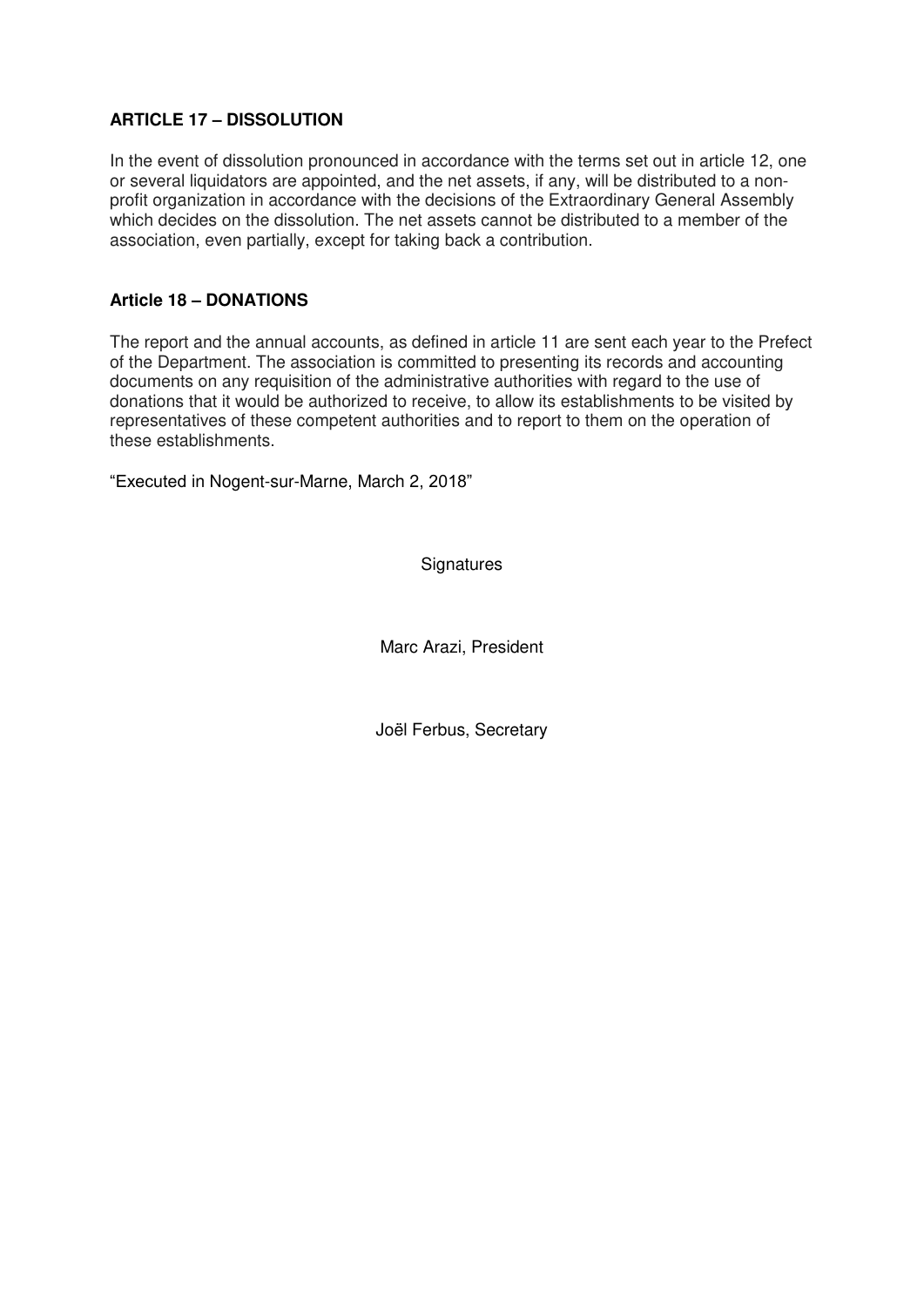**ARTICLE 17 – DISSOLUTION**

In the event of dissolution pronounced in accordance with the terms set out in article 12, one or several liquidators are appointed, and the net assets, if any, will be distributed to a non-profit organization in accordance with the decisions of the Extraordinary General Assembly which decides on the dissolution. The net assets cannot be distributed to a member of the association, even partially, except for taking back a contribution.

**Article 18 – DONATIONS**

The report and the annual accounts, as defined in article 11 are sent each year to the Prefect of the Department. The association is committed to presenting its records and accounting documents on any requisition of the administrative authorities with regard to the use of donations that it would be authorized to receive, to allow its establishments to be visited by representatives of these competent authorities and to report to them on the operation of these establishments.

"Executed in Nogent-sur-Marne, March 2, 2018"

Signatures

Marc Arazi, President

Joël Ferbus, Secretary